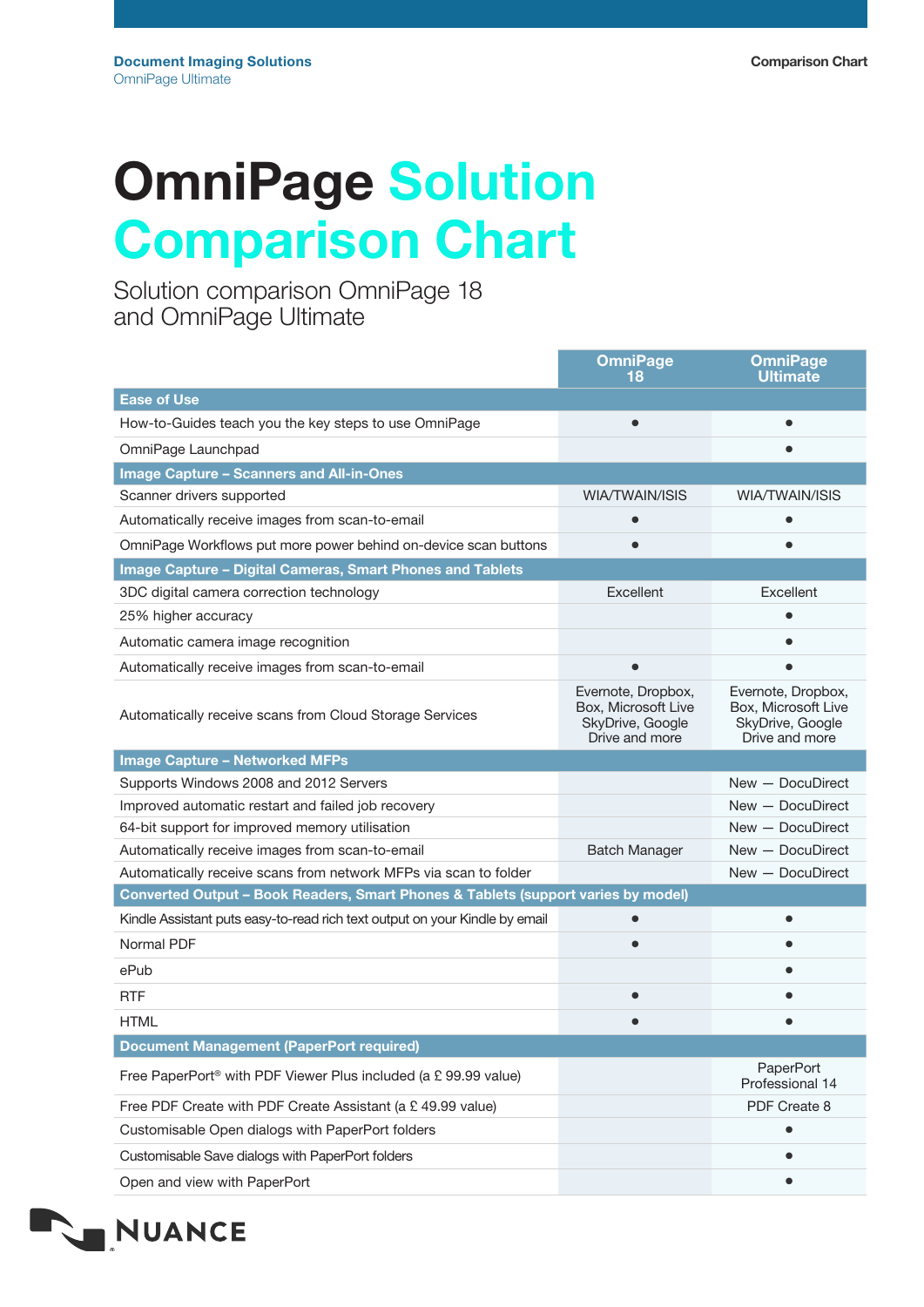Document Imaging Solutions
OmniPage Ultimate

Comparison Chart

# OmniPage Solution Comparison Chart

## Solution comparison OmniPage 18 and OmniPage Ultimate

| | OmniPage 18 | OmniPage Ultimate |
|---|---|---|
| **Ease of Use** | | |
| How-to-Guides teach you the key steps to use OmniPage | • | • |
| OmniPage Launchpad | | • |
| **Image Capture – Scanners and All-in-Ones** | | |
| Scanner drivers supported | WIA/TWAIN/ISIS | WIA/TWAIN/ISIS |
| Automatically receive images from scan-to-email | • | • |
| OmniPage Workflows put more power behind on-device scan buttons | • | • |
| **Image Capture – Digital Cameras, Smart Phones and Tablets** | | |
| 3DC digital camera correction technology | Excellent | Excellent |
| 25% higher accuracy | | • |
| Automatic camera image recognition | | • |
| Automatically receive images from scan-to-email | • | • |
| Automatically receive scans from Cloud Storage Services | Evernote, Dropbox, Box, Microsoft Live SkyDrive, Google Drive and more | Evernote, Dropbox, Box, Microsoft Live SkyDrive, Google Drive and more |
| **Image Capture – Networked MFPs** | | |
| Supports Windows 2008 and 2012 Servers | | New — DocuDirect |
| Improved automatic restart and failed job recovery | | New — DocuDirect |
| 64-bit support for improved memory utilisation | | New — DocuDirect |
| Automatically receive images from scan-to-email | Batch Manager | New — DocuDirect |
| Automatically receive scans from network MFPs via scan to folder | | New — DocuDirect |
| **Converted Output – Book Readers, Smart Phones & Tablets (support varies by model)** | | |
| Kindle Assistant puts easy-to-read rich text output on your Kindle by email | • | • |
| Normal PDF | • | • |
| ePub | | • |
| RTF | • | • |
| HTML | • | • |
| **Document Management (PaperPort required)** | | |
| Free PaperPort® with PDF Viewer Plus included (a £ 99.99 value) | | PaperPort Professional 14 |
| Free PDF Create with PDF Create Assistant (a £ 49.99 value) | | PDF Create 8 |
| Customisable Open dialogs with PaperPort folders | | • |
| Customisable Save dialogs with PaperPort folders | | • |
| Open and view with PaperPort | | • |

NUANCE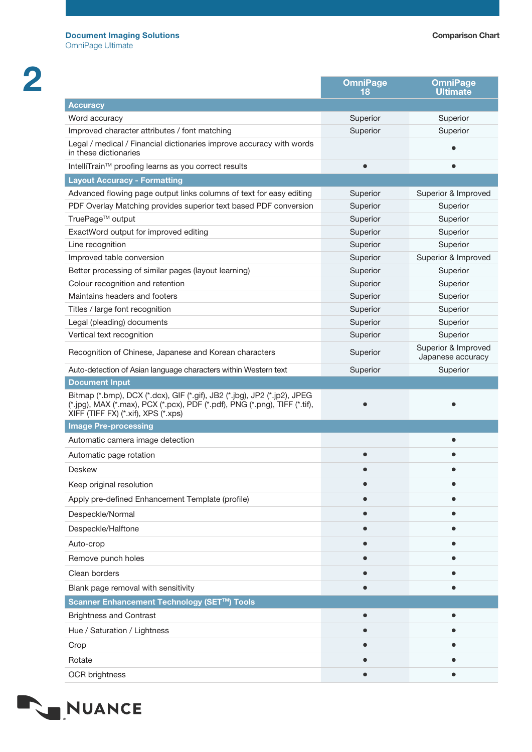| | OmniPage 18 | OmniPage Ultimate |
|---|---|---|
| **Accuracy** | | |
| Word accuracy | Superior | Superior |
| Improved character attributes / font matching | Superior | Superior |
| Legal / medical / Financial dictionaries improve accuracy with words in these dictionaries | | • |
| IntelliTrain™ proofing learns as you correct results | • | • |
| **Layout Accuracy - Formatting** | | |
| Advanced flowing page output links columns of text for easy editing | Superior | Superior & Improved |
| PDF Overlay Matching provides superior text based PDF conversion | Superior | Superior |
| TruePage™ output | Superior | Superior |
| ExactWord output for improved editing | Superior | Superior |
| Line recognition | Superior | Superior |
| Improved table conversion | Superior | Superior & Improved |
| Better processing of similar pages (layout learning) | Superior | Superior |
| Colour recognition and retention | Superior | Superior |
| Maintains headers and footers | Superior | Superior |
| Titles / large font recognition | Superior | Superior |
| Legal (pleading) documents | Superior | Superior |
| Vertical text recognition | Superior | Superior |
| Recognition of Chinese, Japanese and Korean characters | Superior | Superior & Improved Japanese accuracy |
| Auto-detection of Asian language characters within Western text | Superior | Superior |
| **Document Input** | | |
| Bitmap (*.bmp), DCX (*.dcx), GIF (*.gif), JB2 (*.jbg), JP2 (*.jp2), JPEG (*.jpg), MAX (*.max), PCX (*.pcx), PDF (*.pdf), PNG (*.png), TIFF (*.tif), XIFF (TIFF FX) (*.xif), XPS (*.xps) | • | • |
| **Image Pre-processing** | | |
| Automatic camera image detection | | • |
| Automatic page rotation | • | • |
| Deskew | • | • |
| Keep original resolution | • | • |
| Apply pre-defined Enhancement Template (profile) | • | • |
| Despeckle/Normal | • | • |
| Despeckle/Halftone | • | • |
| Auto-crop | • | • |
| Remove punch holes | • | • |
| Clean borders | • | • |
| Blank page removal with sensitivity | • | • |
| **Scanner Enhancement Technology (SET™) Tools** | | |
| Brightness and Contrast | • | • |
| Hue / Saturation / Lightness | • | • |
| Crop | • | • |
| Rotate | • | • |
| OCR brightness | • | • |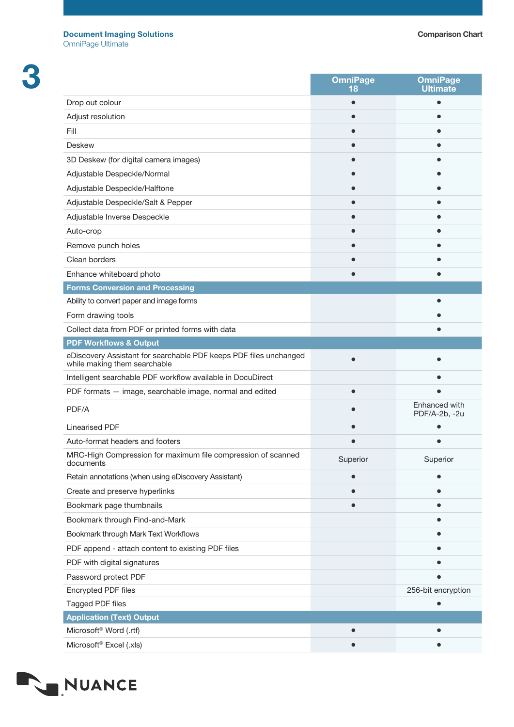| | OmniPage 18 | OmniPage Ultimate |
|---|---|---|
| Drop out colour | • | • |
| Adjust resolution | • | • |
| Fill | • | • |
| Deskew | • | • |
| 3D Deskew (for digital camera images) | • | • |
| Adjustable Despeckle/Normal | • | • |
| Adjustable Despeckle/Halftone | • | • |
| Adjustable Despeckle/Salt & Pepper | • | • |
| Adjustable Inverse Despeckle | • | • |
| Auto-crop | • | • |
| Remove punch holes | • | • |
| Clean borders | • | • |
| Enhance whiteboard photo | • | • |
| **Forms Conversion and Processing** | | |
| Ability to convert paper and image forms | | • |
| Form drawing tools | | • |
| Collect data from PDF or printed forms with data | | • |
| **PDF Workflows & Output** | | |
| eDiscovery Assistant for searchable PDF keeps PDF files unchanged while making them searchable | • | • |
| Intelligent searchable PDF workflow available in DocuDirect | | • |
| PDF formats — image, searchable image, normal and edited | • | • |
| PDF/A | • | Enhanced with PDF/A-2b, -2u |
| Linearised PDF | • | • |
| Auto-format headers and footers | • | • |
| MRC-High Compression for maximum file compression of scanned documents | Superior | Superior |
| Retain annotations (when using eDiscovery Assistant) | • | • |
| Create and preserve hyperlinks | • | • |
| Bookmark page thumbnails | • | • |
| Bookmark through Find-and-Mark | | • |
| Bookmark through Mark Text Workflows | | • |
| PDF append - attach content to existing PDF files | | • |
| PDF with digital signatures | | • |
| Password protect PDF | | • |
| Encrypted PDF files | | 256-bit encryption |
| Tagged PDF files | | • |
| **Application (Text) Output** | | |
| Microsoft® Word (.rtf) | • | • |
| Microsoft® Excel (.xls) | • | • |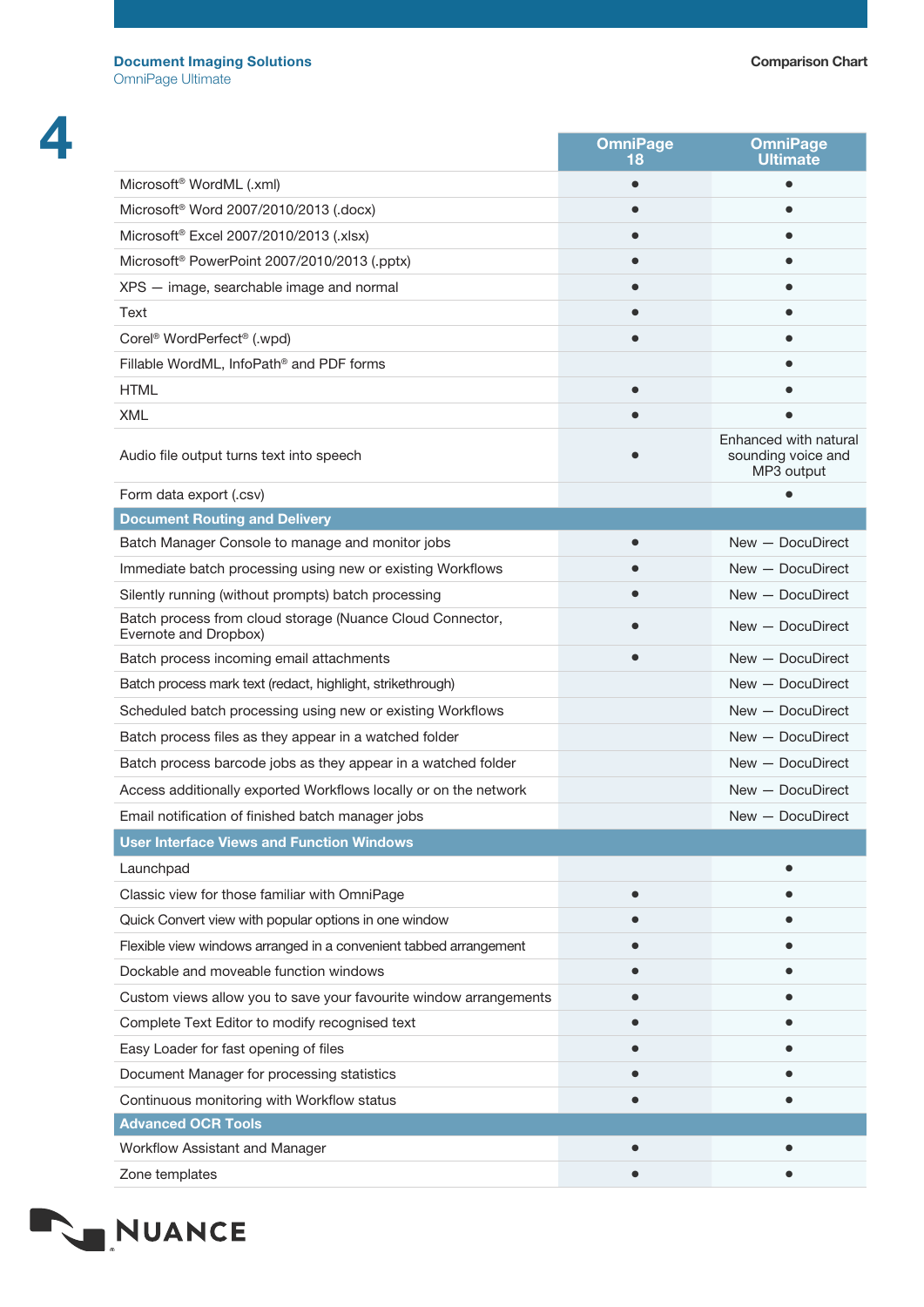| | OmniPage 18 | OmniPage Ultimate |
|---|---|---|
| Microsoft® WordML (.xml) | • | • |
| Microsoft® Word 2007/2010/2013 (.docx) | • | • |
| Microsoft® Excel 2007/2010/2013 (.xlsx) | • | • |
| Microsoft® PowerPoint 2007/2010/2013 (.pptx) | • | • |
| XPS — image, searchable image and normal | • | • |
| Text | • | • |
| Corel® WordPerfect® (.wpd) | • | • |
| Fillable WordML, InfoPath® and PDF forms | | • |
| HTML | • | • |
| XML | • | • |
| Audio file output turns text into speech | • | Enhanced with natural sounding voice and MP3 output |
| Form data export (.csv) | | • |
| **Document Routing and Delivery** | | |
| Batch Manager Console to manage and monitor jobs | • | New — DocuDirect |
| Immediate batch processing using new or existing Workflows | • | New — DocuDirect |
| Silently running (without prompts) batch processing | • | New — DocuDirect |
| Batch process from cloud storage (Nuance Cloud Connector, Evernote and Dropbox) | • | New — DocuDirect |
| Batch process incoming email attachments | • | New — DocuDirect |
| Batch process mark text (redact, highlight, strikethrough) | | New — DocuDirect |
| Scheduled batch processing using new or existing Workflows | | New — DocuDirect |
| Batch process files as they appear in a watched folder | | New — DocuDirect |
| Batch process barcode jobs as they appear in a watched folder | | New — DocuDirect |
| Access additionally exported Workflows locally or on the network | | New — DocuDirect |
| Email notification of finished batch manager jobs | | New — DocuDirect |
| **User Interface Views and Function Windows** | | |
| Launchpad | | • |
| Classic view for those familiar with OmniPage | • | • |
| Quick Convert view with popular options in one window | • | • |
| Flexible view windows arranged in a convenient tabbed arrangement | • | • |
| Dockable and moveable function windows | • | • |
| Custom views allow you to save your favourite window arrangements | • | • |
| Complete Text Editor to modify recognised text | • | • |
| Easy Loader for fast opening of files | • | • |
| Document Manager for processing statistics | • | • |
| Continuous monitoring with Workflow status | • | • |
| **Advanced OCR Tools** | | |
| Workflow Assistant and Manager | • | • |
| Zone templates | • | • |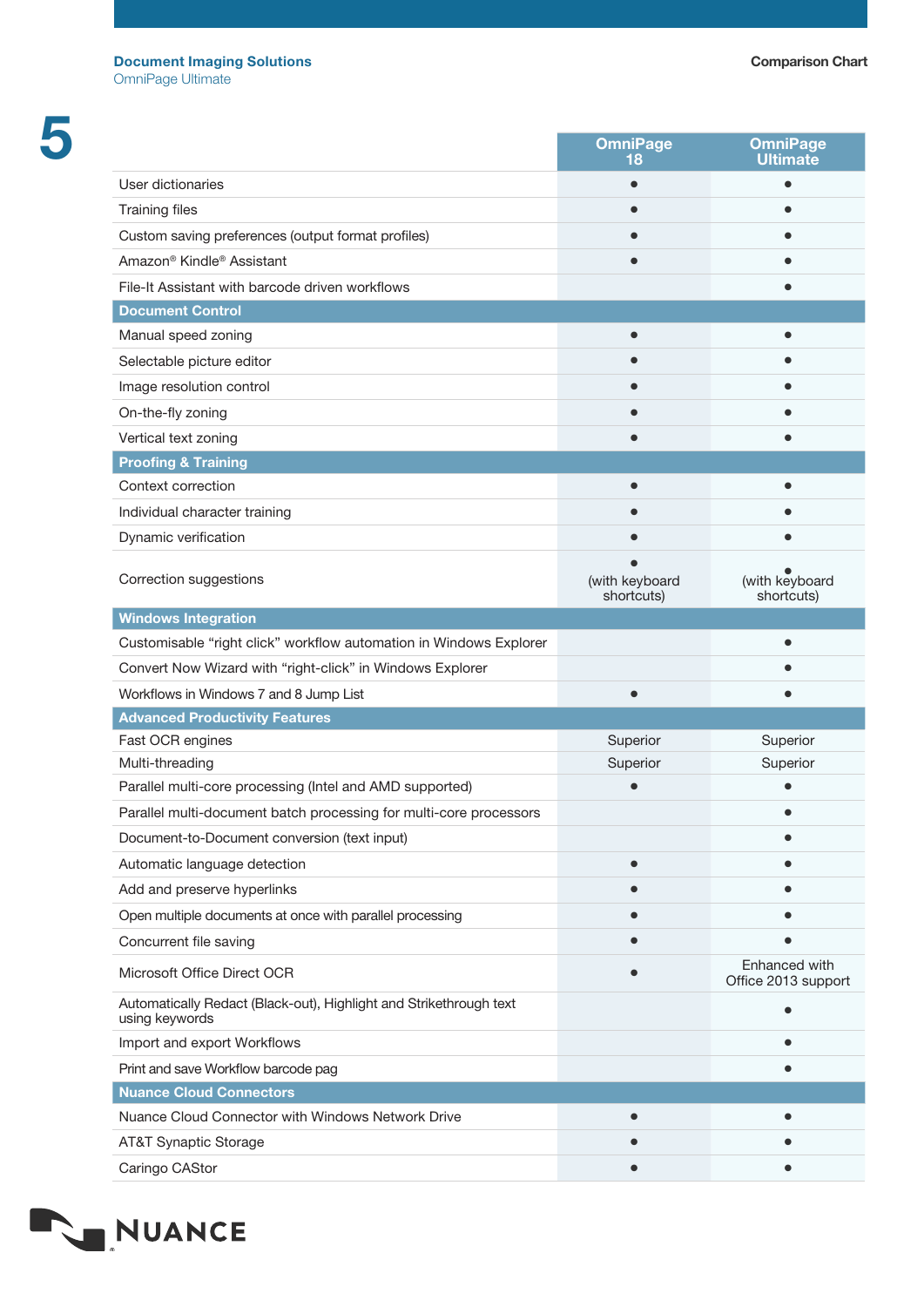| | OmniPage 18 | OmniPage Ultimate |
|---|---|---|
| User dictionaries | • | • |
| Training files | • | • |
| Custom saving preferences (output format profiles) | • | • |
| Amazon® Kindle® Assistant | • | • |
| File-It Assistant with barcode driven workflows | | • |
| **Document Control** | | |
| Manual speed zoning | • | • |
| Selectable picture editor | • | • |
| Image resolution control | • | • |
| On-the-fly zoning | • | • |
| Vertical text zoning | • | • |
| **Proofing & Training** | | |
| Context correction | • | • |
| Individual character training | • | • |
| Dynamic verification | • | • |
| Correction suggestions | • (with keyboard shortcuts) | • (with keyboard shortcuts) |
| **Windows Integration** | | |
| Customisable “right click” workflow automation in Windows Explorer | | • |
| Convert Now Wizard with “right-click” in Windows Explorer | | • |
| Workflows in Windows 7 and 8 Jump List | • | • |
| **Advanced Productivity Features** | | |
| Fast OCR engines | Superior | Superior |
| Multi-threading | Superior | Superior |
| Parallel multi-core processing (Intel and AMD supported) | • | • |
| Parallel multi-document batch processing for multi-core processors | | • |
| Document-to-Document conversion (text input) | | • |
| Automatic language detection | • | • |
| Add and preserve hyperlinks | • | • |
| Open multiple documents at once with parallel processing | • | • |
| Concurrent file saving | • | • |
| Microsoft Office Direct OCR | • | Enhanced with Office 2013 support |
| Automatically Redact (Black-out), Highlight and Strikethrough text using keywords | | • |
| Import and export Workflows | | • |
| Print and save Workflow barcode pag | | • |
| **Nuance Cloud Connectors** | | |
| Nuance Cloud Connector with Windows Network Drive | • | • |
| AT&T Synaptic Storage | • | • |
| Caringo CAStor | • | • |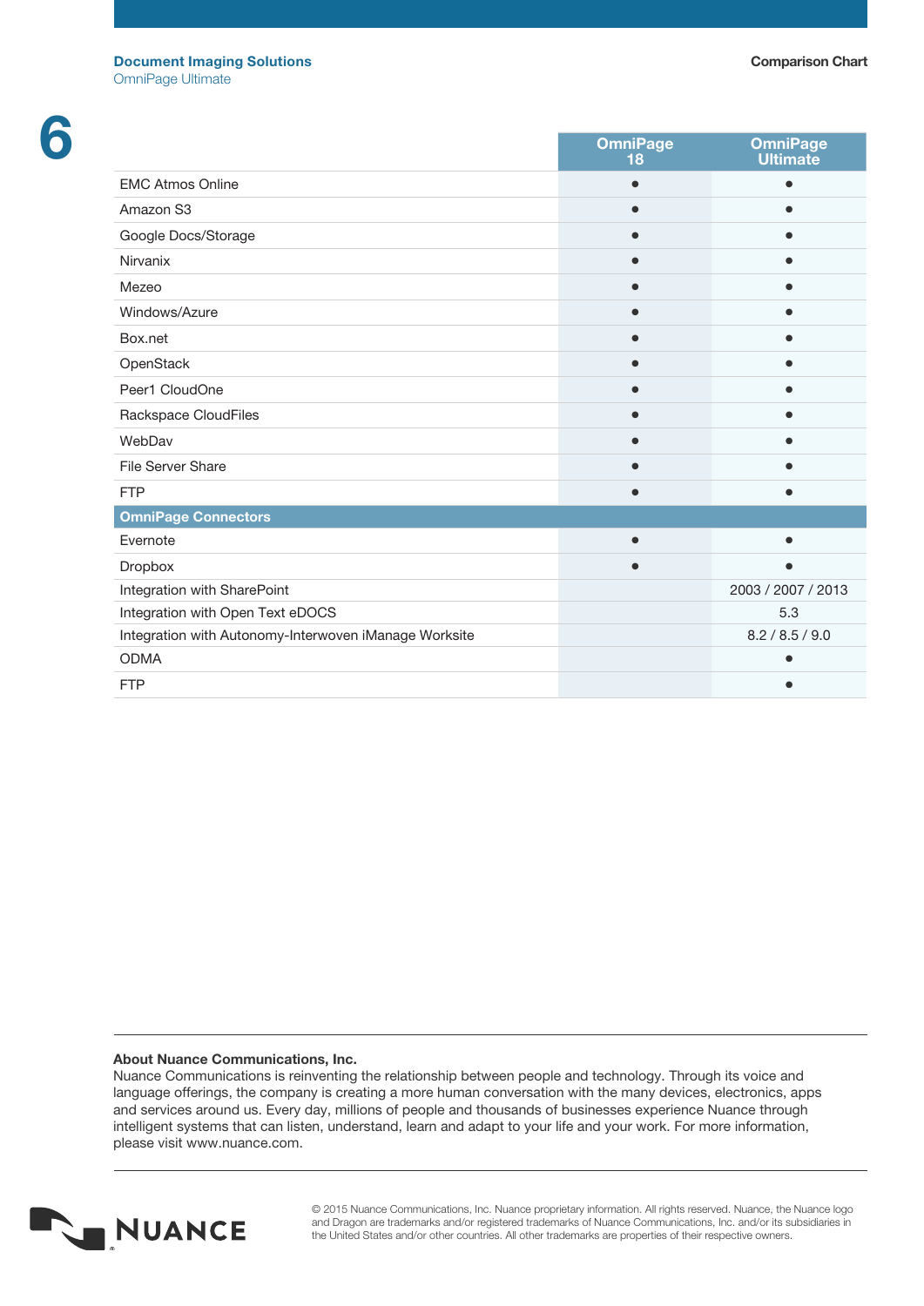| | OmniPage 18 | OmniPage Ultimate |
|---|---|---|
| EMC Atmos Online | ● | ● |
| Amazon S3 | ● | ● |
| Google Docs/Storage | ● | ● |
| Nirvanix | ● | ● |
| Mezeo | ● | ● |
| Windows/Azure | ● | ● |
| Box.net | ● | ● |
| OpenStack | ● | ● |
| Peer1 CloudOne | ● | ● |
| Rackspace CloudFiles | ● | ● |
| WebDav | ● | ● |
| File Server Share | ● | ● |
| FTP | ● | ● |
| **OmniPage Connectors** | | |
| Evernote | ● | ● |
| Dropbox | ● | ● |
| Integration with SharePoint | | 2003 / 2007 / 2013 |
| Integration with Open Text eDOCS | | 5.3 |
| Integration with Autonomy-Interwoven iManage Worksite | | 8.2 / 8.5 / 9.0 |
| ODMA | | ● |
| FTP | | ● |

**About Nuance Communications, Inc.**

Nuance Communications is reinventing the relationship between people and technology. Through its voice and language offerings, the company is creating a more human conversation with the many devices, electronics, apps and services around us. Every day, millions of people and thousands of businesses experience Nuance through intelligent systems that can listen, understand, learn and adapt to your life and your work. For more information, please visit www.nuance.com.

NUANCE

© 2015 Nuance Communications, Inc. Nuance proprietary information. All rights reserved. Nuance, the Nuance logo and Dragon are trademarks and/or registered trademarks of Nuance Communications, Inc. and/or its subsidiaries in the United States and/or other countries. All other trademarks are properties of their respective owners.